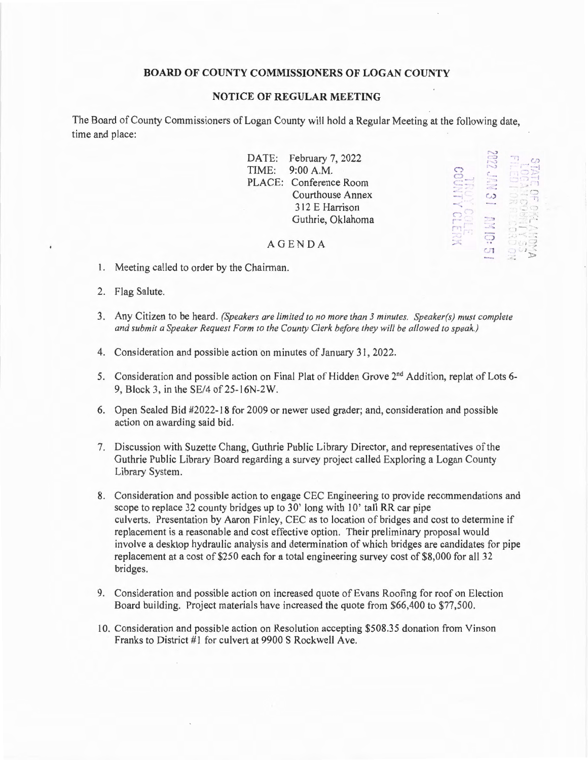**BOARD OF COUNTY COMMISSIONERS OF LOGAN COUNTY**

**NOTICE OF REGULAR MEETING**

The Board of County Commissioners of Logan County will hold a Regular Meeting at the following date, time and place:

DATE: February 7, 2022
TIME: 9:00 A.M.
PLACE: Conference Room
Courthouse Annex
312 E Harrison
Guthrie, Oklahoma

STATE OF OKLAHOMA
LOGAN COUNTY SS
FILED FOR RECORD ON
2022 JAN 31 AM 10:51
TROY COLE
COUNTY CLERK

AGENDA

1. Meeting called to order by the Chairman.
2. Flag Salute.
3. Any Citizen to be heard. *(Speakers are limited to no more than 3 minutes. Speaker(s) must complete and submit a Speaker Request Form to the County Clerk before they will be allowed to speak.)*
4. Consideration and possible action on minutes of January 31, 2022.
5. Consideration and possible action on Final Plat of Hidden Grove 2nd Addition, replat of Lots 6-9, Block 3, in the SE/4 of 25-16N-2W.
6. Open Sealed Bid #2022-18 for 2009 or newer used grader; and, consideration and possible action on awarding said bid.
7. Discussion with Suzette Chang, Guthrie Public Library Director, and representatives of the Guthrie Public Library Board regarding a survey project called Exploring a Logan County Library System.
8. Consideration and possible action to engage CEC Engineering to provide recommendations and scope to replace 32 county bridges up to 30' long with 10' tall RR car pipe culverts. Presentation by Aaron Finley, CEC as to location of bridges and cost to determine if replacement is a reasonable and cost effective option. Their preliminary proposal would involve a desktop hydraulic analysis and determination of which bridges are candidates for pipe replacement at a cost of $250 each for a total engineering survey cost of $8,000 for all 32 bridges.
9. Consideration and possible action on increased quote of Evans Roofing for roof on Election Board building. Project materials have increased the quote from $66,400 to $77,500.
10. Consideration and possible action on Resolution accepting $508.35 donation from Vinson Franks to District #1 for culvert at 9900 S Rockwell Ave.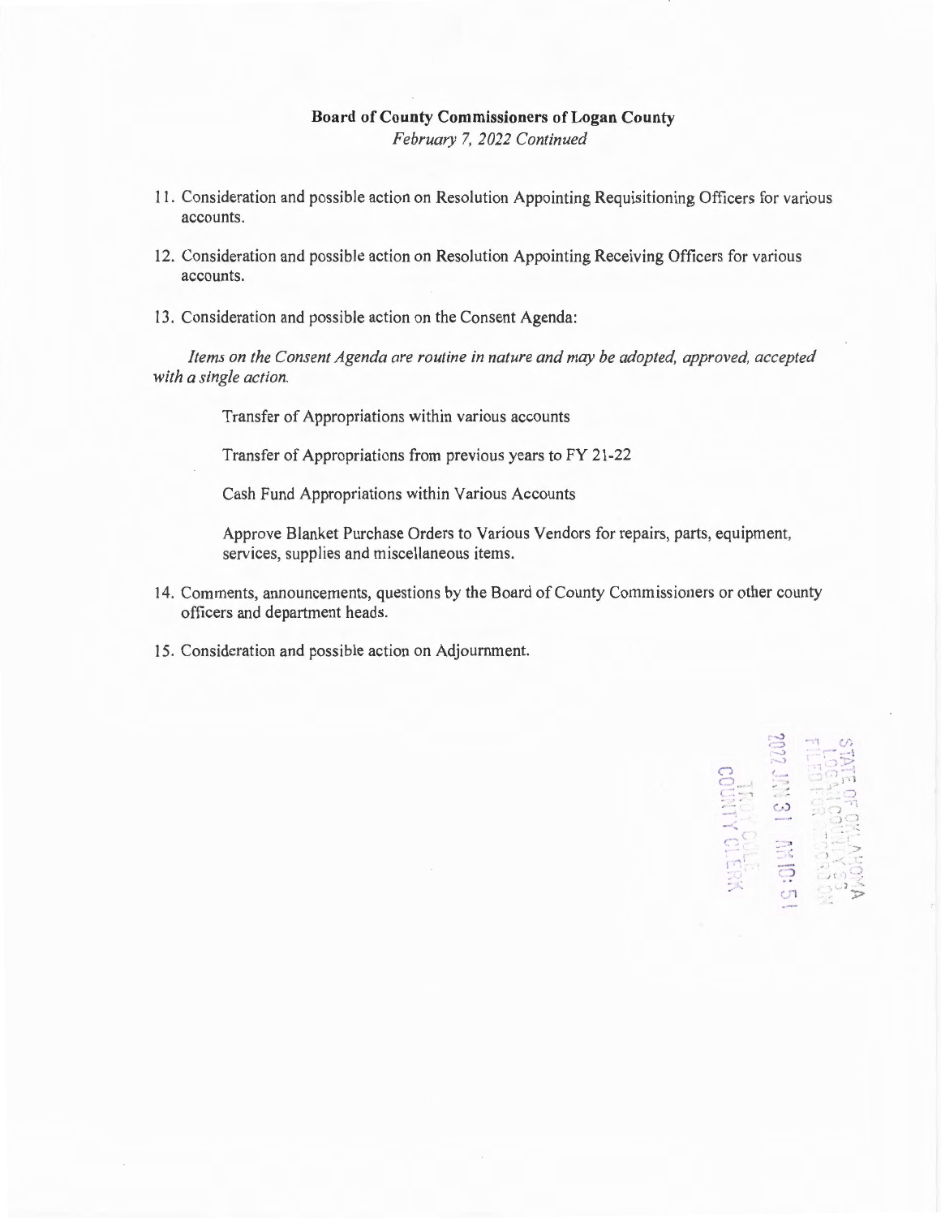**Board of County Commissioners of Logan County**
*February 7, 2022 Continued*

11. Consideration and possible action on Resolution Appointing Requisitioning Officers for various accounts.

12. Consideration and possible action on Resolution Appointing Receiving Officers for various accounts.

13. Consideration and possible action on the Consent Agenda:

    *Items on the Consent Agenda are routine in nature and may be adopted, approved, accepted with a single action.*

    Transfer of Appropriations within various accounts

    Transfer of Appropriations from previous years to FY 21-22

    Cash Fund Appropriations within Various Accounts

    Approve Blanket Purchase Orders to Various Vendors for repairs, parts, equipment, services, supplies and miscellaneous items.

14. Comments, announcements, questions by the Board of County Commissioners or other county officers and department heads.

15. Consideration and possible action on Adjournment.

STATE OF OKLAHOMA
LOGAN COUNTY SS
FILED FOR RECORD ON
2022 JAN 31 AM 10:51
TROY COLE
COUNTY CLERK